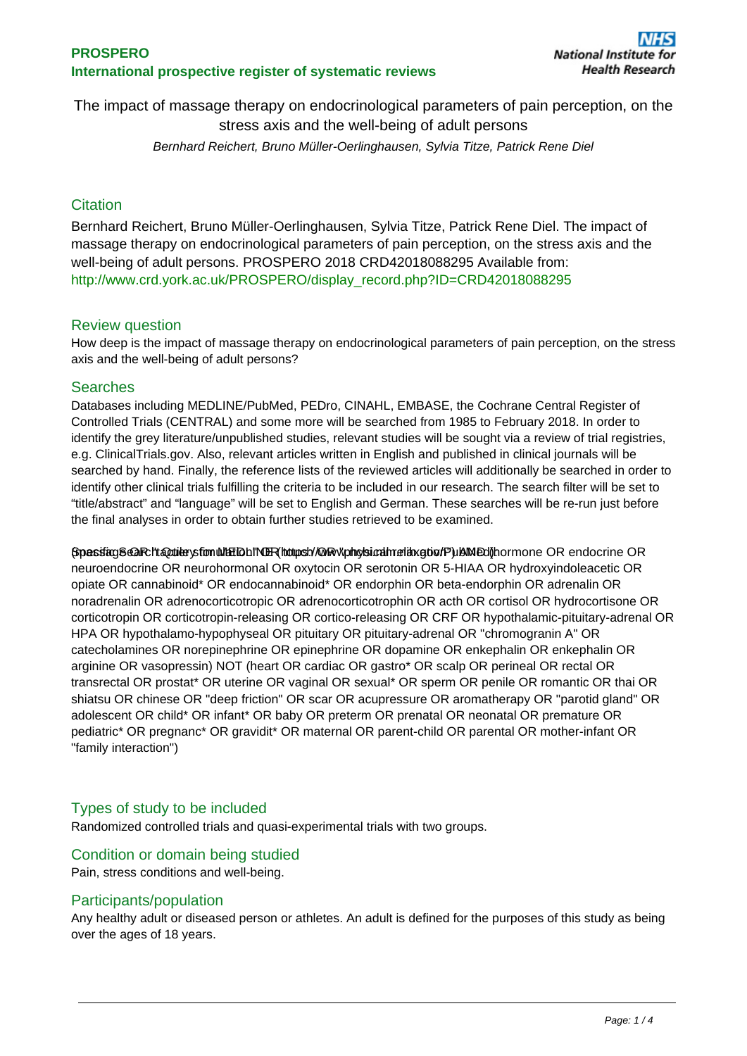The impact of massage therapy on endocrinological parameters of pain perception, on the stress axis and the well-being of adult persons

*Bernhard Reichert, Bruno Müller-Oerlinghausen, Sylvia Titze, Patrick Rene Diel*

## Citation

Bernhard Reichert, Bruno Müller-Oerlinghausen, Sylvia Titze, Patrick Rene Diel. The impact of massage therapy on endocrinological parameters of pain perception, on the stress axis and the well-being of adult persons. PROSPERO 2018 CRD42018088295 Available from: http://www.crd.york.ac.uk/PROSPERO/display_record.php?ID=CRD42018088295

## Review question

How deep is the impact of massage therapy on endocrinological parameters of pain perception, on the stress axis and the well-being of adult persons?

## Searches

Databases including MEDLINE/PubMed, PEDro, CINAHL, EMBASE, the Cochrane Central Register of Controlled Trials (CENTRAL) and some more will be searched from 1985 to February 2018. In order to identify the grey literature/unpublished studies, relevant studies will be sought via a review of trial registries, e.g. ClinicalTrials.gov. Also, relevant articles written in English and published in clinical journals will be searched by hand. Finally, the reference lists of the reviewed articles will additionally be searched in order to identify other clinical trials fulfilling the criteria to be included in our research. The search filter will be set to “title/abstract” and “language” will be set to English and German. These searches will be re-run just before the final analyses in order to obtain further studies retrieved to be examined.

Specific Search Query for MEDLINE (https://www.ncbi.nlm.nih.gov/pubmed/): (massage OR "physical relaxation") AND (hormone OR endocrine OR neuroendocrine OR neurohormonal OR oxytocin OR serotonin OR 5-HIAA OR hydroxyindoleacetic OR opiate OR cannabinoid* OR endocannabinoid* OR endorphin OR beta-endorphin OR adrenalin OR noradrenalin OR adrenocorticotropic OR adrenocorticotrophin OR acth OR cortisol OR hydrocortisone OR corticotropin OR corticotropin-releasing OR cortico-releasing OR CRF OR hypothalamic-pituitary-adrenal OR HPA OR hypothalamo-hypophyseal OR pituitary OR pituitary-adrenal OR "chromogranin A" OR catecholamines OR norepinephrine OR epinephrine OR dopamine OR enkephalin OR enkephalin OR arginine OR vasopressin) NOT (heart OR cardiac OR gastro* OR scalp OR perineal OR rectal OR transrectal OR prostat* OR uterine OR vaginal OR sexual* OR sperm OR penile OR romantic OR thai OR shiatsu OR chinese OR "deep friction" OR scar OR acupressure OR aromatherapy OR "parotid gland" OR adolescent OR child* OR infant* OR baby OR preterm OR prenatal OR neonatal OR premature OR pediatric* OR pregnanc* OR gravidit* OR maternal OR parent-child OR parental OR mother-infant OR "family interaction")

## Types of study to be included

Randomized controlled trials and quasi-experimental trials with two groups.

## Condition or domain being studied

Pain, stress conditions and well-being.

## Participants/population

Any healthy adult or diseased person or athletes. An adult is defined for the purposes of this study as being over the ages of 18 years.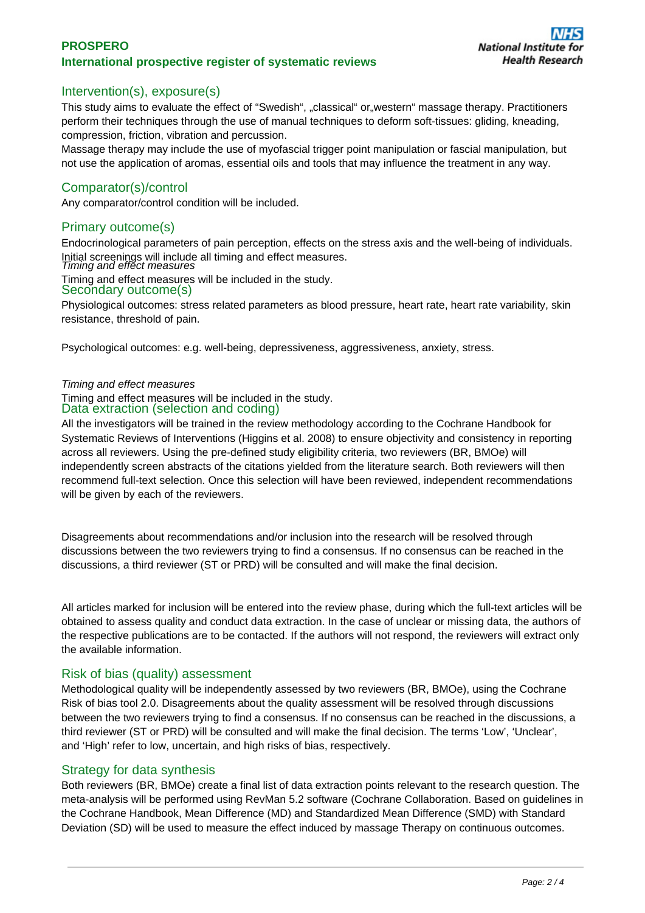## Intervention(s), exposure(s)

This study aims to evaluate the effect of "Swedish", „classical" or„western" massage therapy. Practitioners perform their techniques through the use of manual techniques to deform soft-tissues: gliding, kneading, compression, friction, vibration and percussion.

Massage therapy may include the use of myofascial trigger point manipulation or fascial manipulation, but not use the application of aromas, essential oils and tools that may influence the treatment in any way.

## Comparator(s)/control

Any comparator/control condition will be included.

## Primary outcome(s)

Endocrinological parameters of pain perception, effects on the stress axis and the well-being of individuals. Initial screenings will include all timing and effect measures.

*Timing and effect measures*

Timing and effect measures will be included in the study.

## Secondary outcome(s)

Physiological outcomes: stress related parameters as blood pressure, heart rate, heart rate variability, skin resistance, threshold of pain.

Psychological outcomes: e.g. well-being, depressiveness, aggressiveness, anxiety, stress.

*Timing and effect measures*

Timing and effect measures will be included in the study.

## Data extraction (selection and coding)

All the investigators will be trained in the review methodology according to the Cochrane Handbook for Systematic Reviews of Interventions (Higgins et al. 2008) to ensure objectivity and consistency in reporting across all reviewers. Using the pre-defined study eligibility criteria, two reviewers (BR, BMOe) will independently screen abstracts of the citations yielded from the literature search. Both reviewers will then recommend full-text selection. Once this selection will have been reviewed, independent recommendations will be given by each of the reviewers.

Disagreements about recommendations and/or inclusion into the research will be resolved through discussions between the two reviewers trying to find a consensus. If no consensus can be reached in the discussions, a third reviewer (ST or PRD) will be consulted and will make the final decision.

All articles marked for inclusion will be entered into the review phase, during which the full-text articles will be obtained to assess quality and conduct data extraction. In the case of unclear or missing data, the authors of the respective publications are to be contacted. If the authors will not respond, the reviewers will extract only the available information.

## Risk of bias (quality) assessment

Methodological quality will be independently assessed by two reviewers (BR, BMOe), using the Cochrane Risk of bias tool 2.0. Disagreements about the quality assessment will be resolved through discussions between the two reviewers trying to find a consensus. If no consensus can be reached in the discussions, a third reviewer (ST or PRD) will be consulted and will make the final decision. The terms 'Low', 'Unclear', and 'High' refer to low, uncertain, and high risks of bias, respectively.

## Strategy for data synthesis

Both reviewers (BR, BMOe) create a final list of data extraction points relevant to the research question. The meta-analysis will be performed using RevMan 5.2 software (Cochrane Collaboration. Based on guidelines in the Cochrane Handbook, Mean Difference (MD) and Standardized Mean Difference (SMD) with Standard Deviation (SD) will be used to measure the effect induced by massage Therapy on continuous outcomes.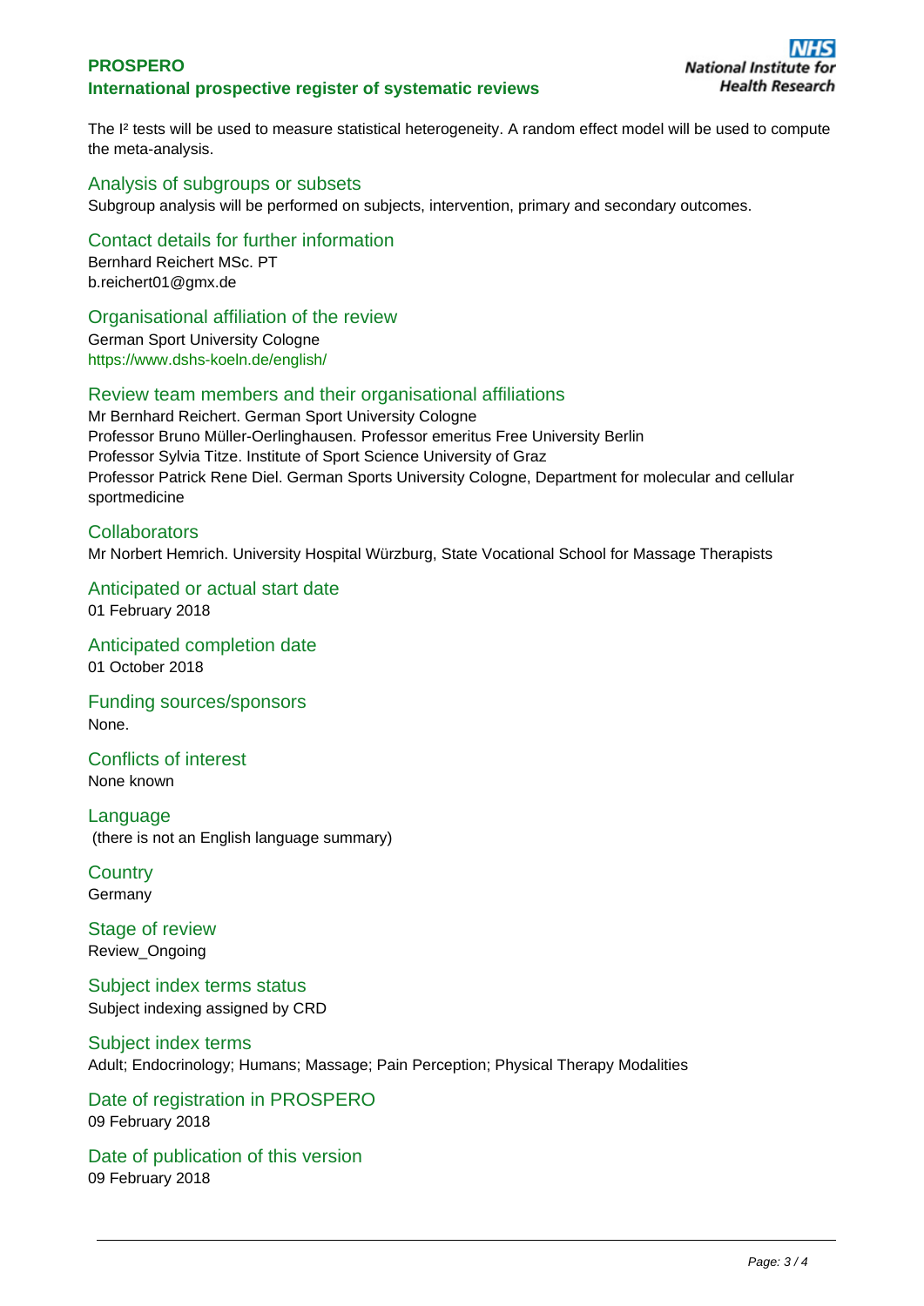The $I^2$ tests will be used to measure statistical heterogeneity. A random effect model will be used to compute the meta-analysis.

## Analysis of subgroups or subsets

Subgroup analysis will be performed on subjects, intervention, primary and secondary outcomes.

## Contact details for further information

Bernhard Reichert MSc. PT
b.reichert01@gmx.de

## Organisational affiliation of the review

German Sport University Cologne
https://www.dshs-koeln.de/english/

## Review team members and their organisational affiliations

Mr Bernhard Reichert. German Sport University Cologne
Professor Bruno Müller-Oerlinghausen. Professor emeritus Free University Berlin
Professor Sylvia Titze. Institute of Sport Science University of Graz
Professor Patrick Rene Diel. German Sports University Cologne, Department for molecular and cellular sportmedicine

## Collaborators

Mr Norbert Hemrich. University Hospital Würzburg, State Vocational School for Massage Therapists

## Anticipated or actual start date

01 February 2018

## Anticipated completion date

01 October 2018

## Funding sources/sponsors

None.

## Conflicts of interest

None known

## Language

(there is not an English language summary)

## Country

Germany

## Stage of review

Review_Ongoing

## Subject index terms status

Subject indexing assigned by CRD

## Subject index terms

Adult; Endocrinology; Humans; Massage; Pain Perception; Physical Therapy Modalities

## Date of registration in PROSPERO

09 February 2018

## Date of publication of this version

09 February 2018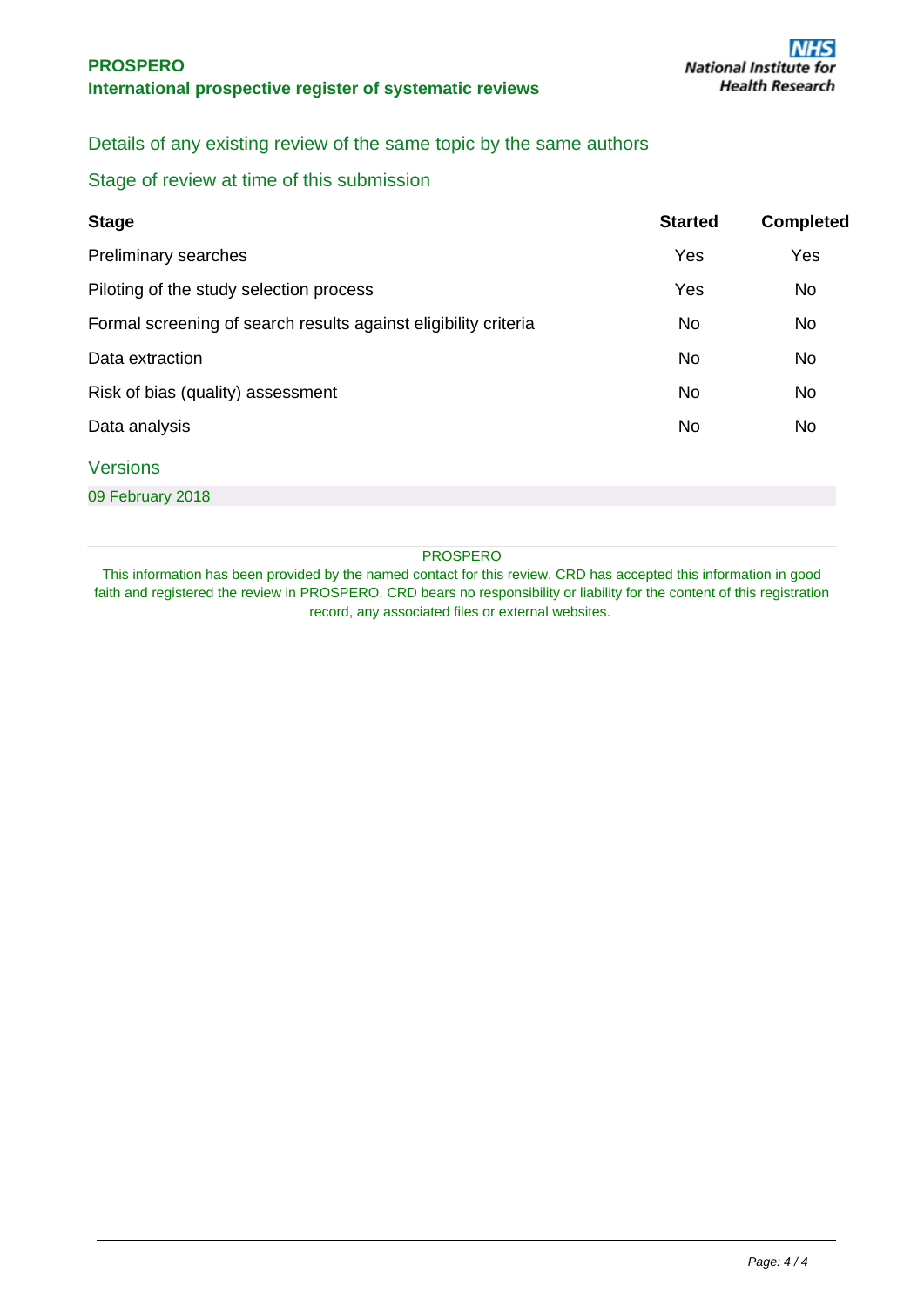## Details of any existing review of the same topic by the same authors

## Stage of review at time of this submission

| Stage | Started | Completed |
|---|---|---|
| Preliminary searches | Yes | Yes |
| Piloting of the study selection process | Yes | No |
| Formal screening of search results against eligibility criteria | No | No |
| Data extraction | No | No |
| Risk of bias (quality) assessment | No | No |
| Data analysis | No | No |

## Versions

09 February 2018

PROSPERO

This information has been provided by the named contact for this review. CRD has accepted this information in good faith and registered the review in PROSPERO. CRD bears no responsibility or liability for the content of this registration record, any associated files or external websites.